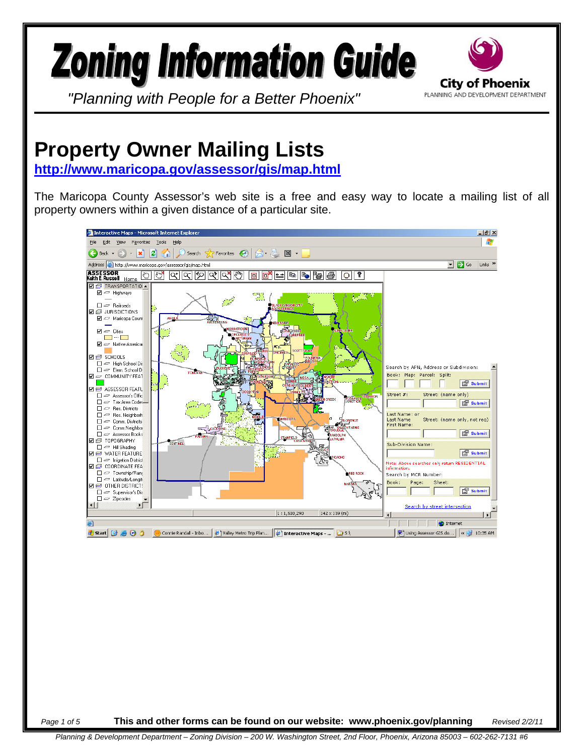# Zoning Information Guide

*"Planning with People for a Better Phoenix"*

City of Phoenix
PLANNING AND DEVELOPMENT DEPARTMENT

# Property Owner Mailing Lists

**http://www.maricopa.gov/assessor/gis/map.html**

The Maricopa County Assessor's web site is a free and easy way to locate a mailing list of all property owners within a given distance of a particular site.

**This and other forms can be found on our website: www.phoenix.gov/planning** *Revised 2/2/11*

*Planning & Development Department – Zoning Division – 200 W. Washington Street, 2nd Floor, Phoenix, Arizona 85003 – 602-262-7131 #6*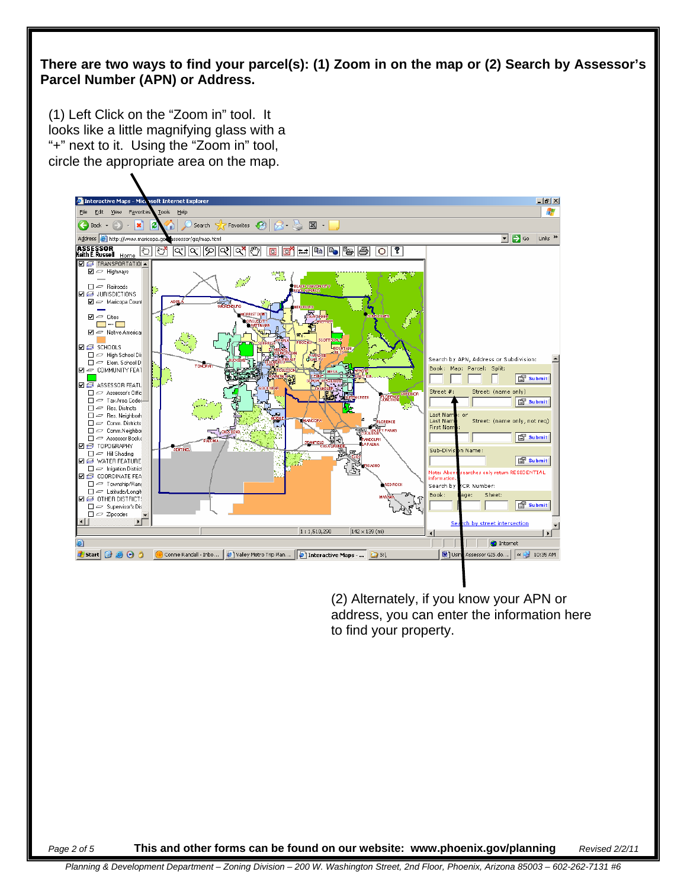**There are two ways to find your parcel(s): (1) Zoom in on the map or (2) Search by Assessor's Parcel Number (APN) or Address.**

(1) Left Click on the "Zoom in" tool. It looks like a little magnifying glass with a "+" next to it. Using the "Zoom in" tool, circle the appropriate area on the map.

(2) Alternately, if you know your APN or address, you can enter the information here to find your property.

**This and other forms can be found on our website: www.phoenix.gov/planning** *Revised 2/2/11*

*Planning & Development Department – Zoning Division – 200 W. Washington Street, 2nd Floor, Phoenix, Arizona 85003 – 602-262-7131 #6*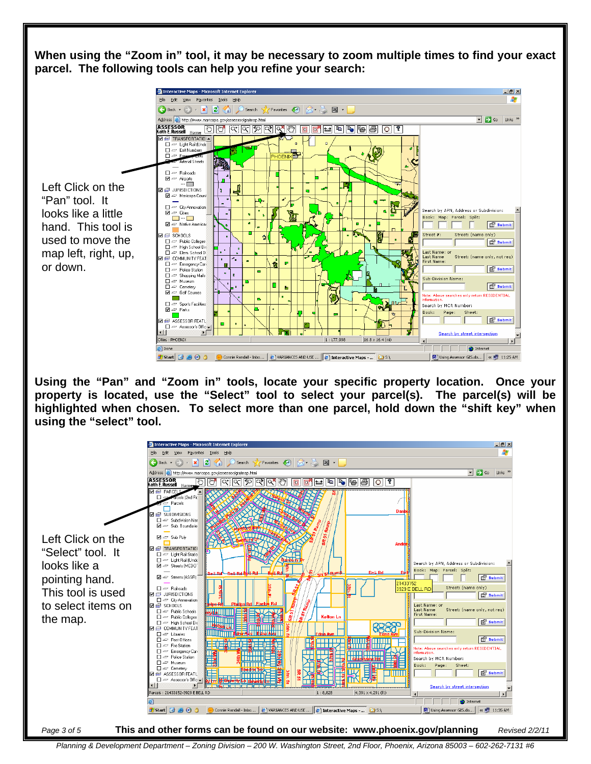**When using the "Zoom in" tool, it may be necessary to zoom multiple times to find your exact parcel. The following tools can help you refine your search:**

Left Click on the "Pan" tool. It looks like a little hand. This tool is used to move the map left, right, up, or down.

**Using the "Pan" and "Zoom in" tools, locate your specific property location. Once your property is located, use the "Select" tool to select your parcel(s). The parcel(s) will be highlighted when chosen. To select more than one parcel, hold down the "shift key" when using the "select" tool.**

Left Click on the "Select" tool. It looks like a pointing hand. This tool is used to select items on the map.

**This and other forms can be found on our website: www.phoenix.gov/planning** *Revised 2/2/11*

*Planning & Development Department – Zoning Division – 200 W. Washington Street, 2nd Floor, Phoenix, Arizona 85003 – 602-262-7131 #6*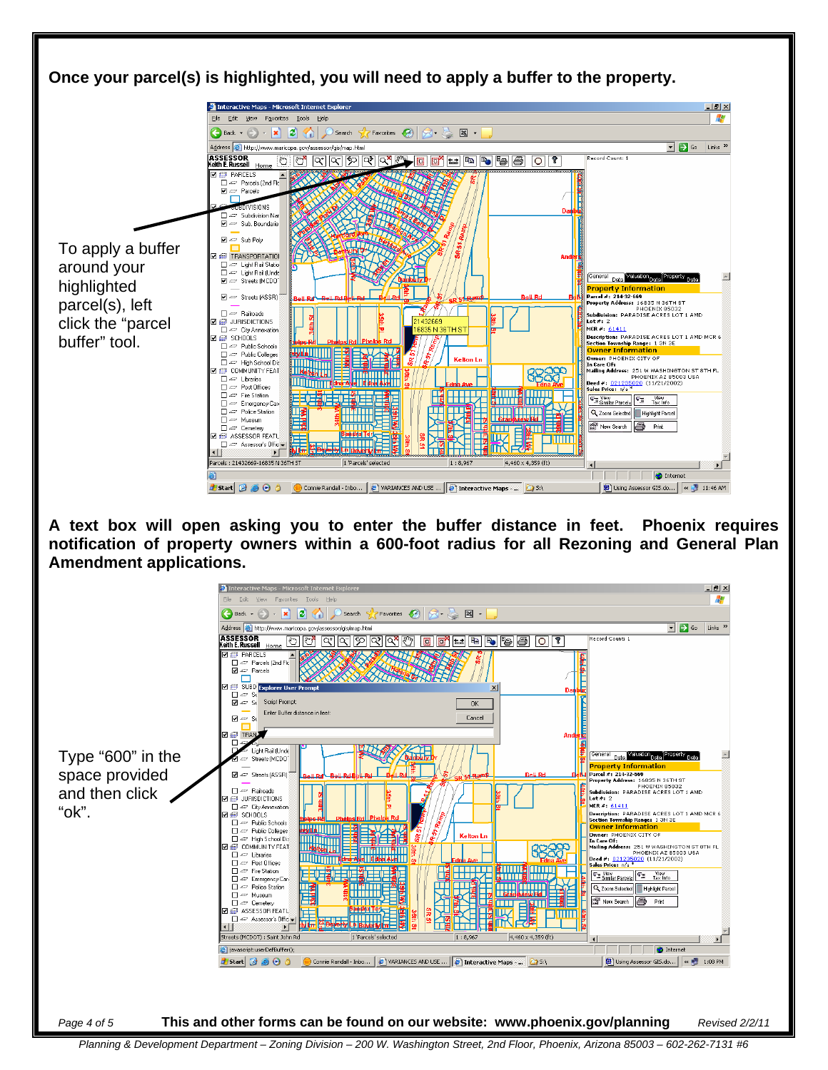**Once your parcel(s) is highlighted, you will need to apply a buffer to the property.**

To apply a buffer around your highlighted parcel(s), left click the "parcel buffer" tool.

**A text box will open asking you to enter the buffer distance in feet. Phoenix requires notification of property owners within a 600-foot radius for all Rezoning and General Plan Amendment applications.**

Type "600" in the space provided and then click "ok".

**This and other forms can be found on our website: www.phoenix.gov/planning** *Revised 2/2/11*

*Planning & Development Department – Zoning Division – 200 W. Washington Street, 2nd Floor, Phoenix, Arizona 85003 – 602-262-7131 #6*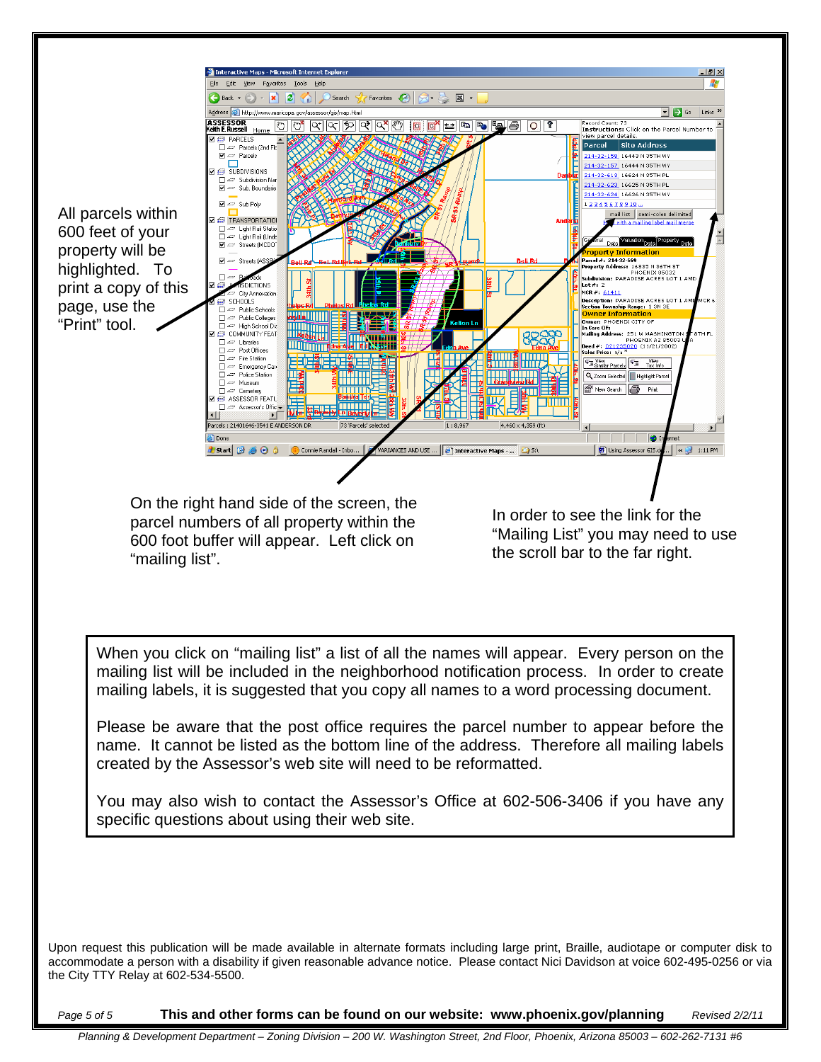All parcels within 600 feet of your property will be highlighted. To print a copy of this page, use the "Print" tool.

On the right hand side of the screen, the parcel numbers of all property within the 600 foot buffer will appear. Left click on "mailing list".

In order to see the link for the "Mailing List" you may need to use the scroll bar to the far right.

When you click on "mailing list" a list of all the names will appear. Every person on the mailing list will be included in the neighborhood notification process. In order to create mailing labels, it is suggested that you copy all names to a word processing document.

Please be aware that the post office requires the parcel number to appear before the name. It cannot be listed as the bottom line of the address. Therefore all mailing labels created by the Assessor's web site will need to be reformatted.

You may also wish to contact the Assessor's Office at 602-506-3406 if you have any specific questions about using their web site.

Upon request this publication will be made available in alternate formats including large print, Braille, audiotape or computer disk to accommodate a person with a disability if given reasonable advance notice. Please contact Nici Davidson at voice 602-495-0256 or via the City TTY Relay at 602-534-5500.

**This and other forms can be found on our website: www.phoenix.gov/planning** *Revised 2/2/11*

*Planning & Development Department – Zoning Division – 200 W. Washington Street, 2nd Floor, Phoenix, Arizona 85003 – 602-262-7131 #6*